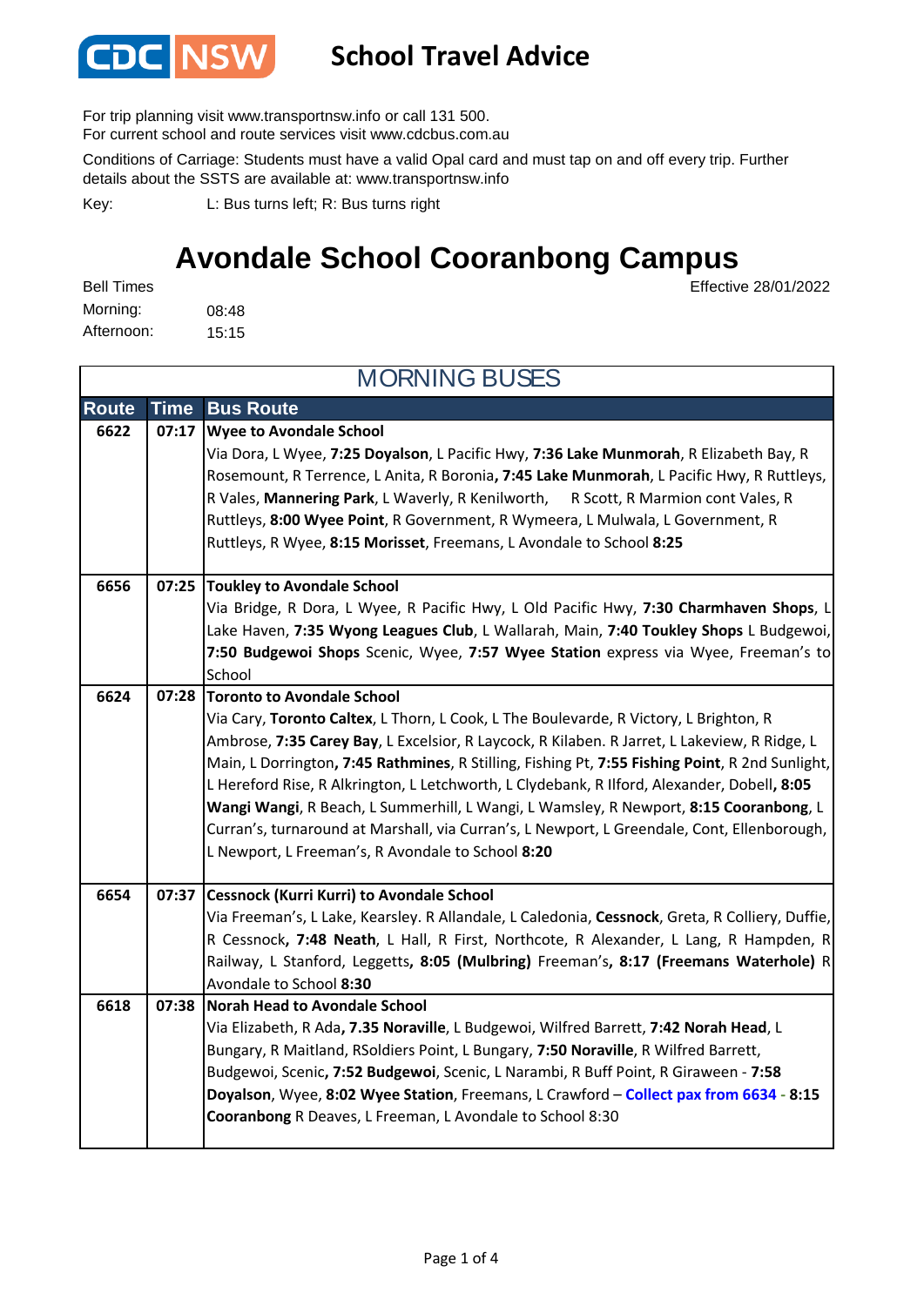**CDC NSW** School Travel Advice

For trip planning visit www.transportnsw.info or call 131 500.
For current school and route services visit www.cdcbus.com.au

Conditions of Carriage: Students must have a valid Opal card and must tap on and off every trip. Further details about the SSTS are available at: www.transportnsw.info

Key: L: Bus turns left; R: Bus turns right

# Avondale School Cooranbong Campus

Effective 28/01/2022

Bell Times
Morning: 08:48
Afternoon: 15:15

## MORNING BUSES

| Route | Time | Bus Route |
|---|---|---|
| 6622 | 07:17 | **Wyee to Avondale School**<br>Via Dora, L Wyee, **7:25 Doyalson**, L Pacific Hwy, **7:36 Lake Munmorah**, R Elizabeth Bay, R Rosemount, R Terrence, L Anita, R Boronia**, 7:45 Lake Munmorah**, L Pacific Hwy, R Ruttleys, R Vales, **Mannering Park**, L Waverly, R Kenilworth, R Scott, R Marmion cont Vales, R Ruttleys, **8:00 Wyee Point**, R Government, R Wymeera, L Mulwala, L Government, R Ruttleys, R Wyee, **8:15 Morisset**, Freemans, L Avondale to School **8:25** |
| 6656 | 07:25 | **Toukley to Avondale School**<br>Via Bridge, R Dora, L Wyee, R Pacific Hwy, L Old Pacific Hwy, **7:30 Charmhaven Shops**, L Lake Haven, **7:35 Wyong Leagues Club**, L Wallarah, Main, **7:40 Toukley Shops** L Budgewoi, **7:50 Budgewoi Shops** Scenic, Wyee, **7:57 Wyee Station** express via Wyee, Freeman's to School |
| 6624 | 07:28 | **Toronto to Avondale School**<br>Via Cary, **Toronto Caltex**, L Thorn, L Cook, L The Boulevarde, R Victory, L Brighton, R Ambrose, **7:35 Carey Bay**, L Excelsior, R Laycock, R Kilaben. R Jarret, L Lakeview, R Ridge, L Main, L Dorrington**, 7:45 Rathmines**, R Stilling, Fishing Pt, **7:55 Fishing Point**, R 2nd Sunlight, L Hereford Rise, R Alkrington, L Letchworth, L Clydebank, R Ilford, Alexander, Dobell**, 8:05 Wangi Wangi**, R Beach, L Summerhill, L Wangi, L Wamsley, R Newport, **8:15 Cooranbong**, L Curran's, turnaround at Marshall, via Curran's, L Newport, L Greendale, Cont, Ellenborough, L Newport, L Freeman's, R Avondale to School **8:20** |
| 6654 | 07:37 | **Cessnock (Kurri Kurri) to Avondale School**<br>Via Freeman's, L Lake, Kearsley. R Allandale, L Caledonia, **Cessnock**, Greta, R Colliery, Duffie, R Cessnock, **7:48 Neath**, L Hall, R First, Northcote, R Alexander, L Lang, R Hampden, R Railway, L Stanford, Leggetts**, 8:05 (Mulbring)** Freeman's**, 8:17 (Freemans Waterhole)** R Avondale to School **8:30** |
| 6618 | 07:38 | **Norah Head to Avondale School**<br>Via Elizabeth, R Ada**, 7.35 Noraville**, L Budgewoi, Wilfred Barrett, **7:42 Norah Head**, L Bungary, R Maitland, RSoldiers Point, L Bungary, **7:50 Noraville**, R Wilfred Barrett, Budgewoi, Scenic**, 7:52 Budgewoi**, Scenic, L Narambi, R Buff Point, R Giraween - **7:58 Doyalson**, Wyee, **8:02 Wyee Station**, Freemans, L Crawford – **Collect pax from 6634** - **8:15 Cooranbong** R Deaves, L Freeman, L Avondale to School 8:30 |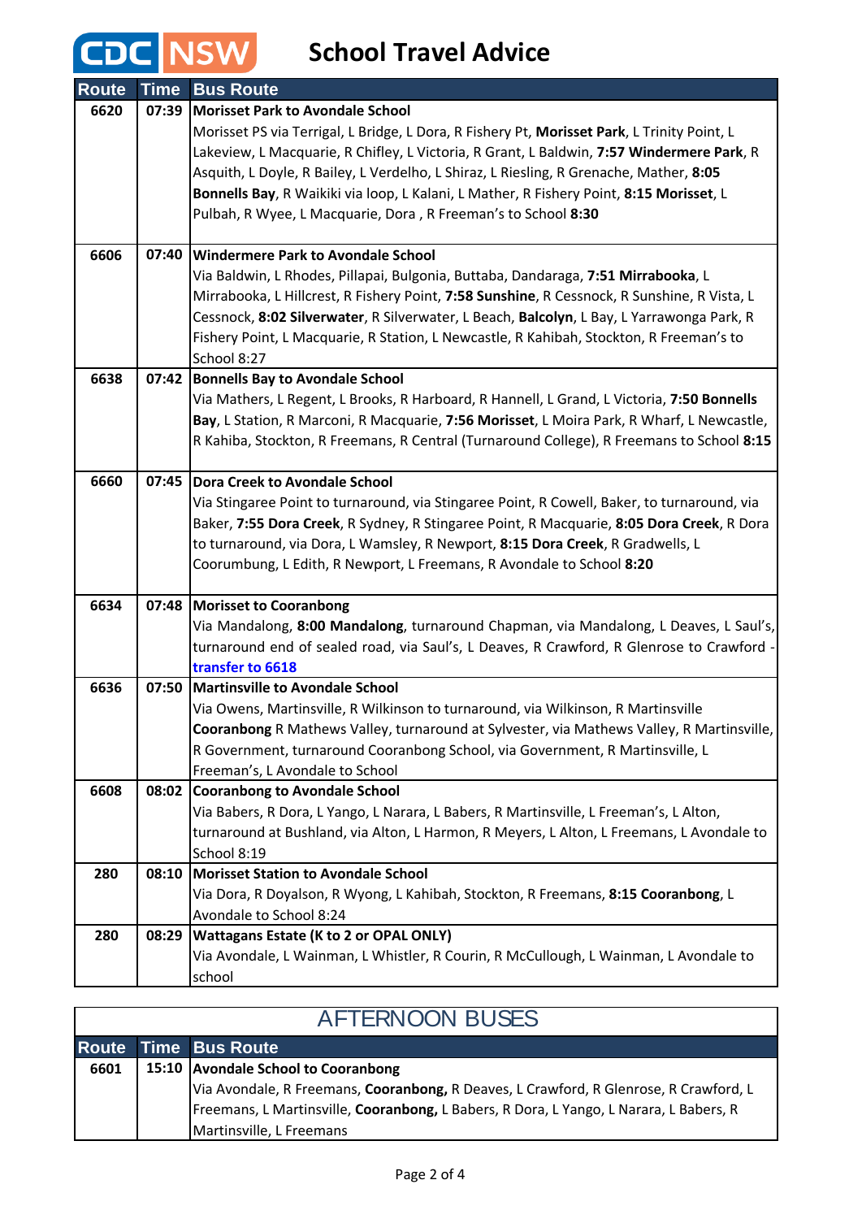# CDC NSW School Travel Advice

| Route | Time | Bus Route |
|---|---|---|
| 6620 | 07:39 | **Morisset Park to Avondale School**<br>Morisset PS via Terrigal, L Bridge, L Dora, R Fishery Pt, **Morisset Park**, L Trinity Point, L Lakeview, L Macquarie, R Chifley, L Victoria, R Grant, L Baldwin, **7:57 Windermere Park**, R Asquith, L Doyle, R Bailey, L Verdelho, L Shiraz, L Riesling, R Grenache, Mather, **8:05 Bonnells Bay**, R Waikiki via loop, L Kalani, L Mather, R Fishery Point, **8:15 Morisset**, L Pulbah, R Wyee, L Macquarie, Dora , R Freeman's to School **8:30** |
| 6606 | 07:40 | **Windermere Park to Avondale School**<br>Via Baldwin, L Rhodes, Pillapai, Bulgonia, Buttaba, Dandaraga, **7:51 Mirrabooka**, L Mirrabooka, L Hillcrest, R Fishery Point, **7:58 Sunshine**, R Cessnock, R Sunshine, R Vista, L Cessnock, **8:02 Silverwater**, R Silverwater, L Beach, **Balcolyn**, L Bay, L Yarrawonga Park, R Fishery Point, L Macquarie, R Station, L Newcastle, R Kahibah, Stockton, R Freeman's to School 8:27 |
| 6638 | 07:42 | **Bonnells Bay to Avondale School**<br>Via Mathers, L Regent, L Brooks, R Harboard, R Hannell, L Grand, L Victoria, **7:50 Bonnells Bay**, L Station, R Marconi, R Macquarie, **7:56 Morisset**, L Moira Park, R Wharf, L Newcastle, R Kahiba, Stockton, R Freemans, R Central (Turnaround College), R Freemans to School **8:15** |
| 6660 | 07:45 | **Dora Creek to Avondale School**<br>Via Stingaree Point to turnaround, via Stingaree Point, R Cowell, Baker, to turnaround, via Baker, **7:55 Dora Creek**, R Sydney, R Stingaree Point, R Macquarie, **8:05 Dora Creek**, R Dora to turnaround, via Dora, L Wamsley, R Newport, **8:15 Dora Creek**, R Gradwells, L Coorumbung, L Edith, R Newport, L Freemans, R Avondale to School **8:20** |
| 6634 | 07:48 | **Morisset to Cooranbong**<br>Via Mandalong, **8:00 Mandalong**, turnaround Chapman, via Mandalong, L Deaves, L Saul's, turnaround end of sealed road, via Saul's, L Deaves, R Crawford, R Glenrose to Crawford - transfer to 6618 |
| 6636 | 07:50 | **Martinsville to Avondale School**<br>Via Owens, Martinsville, R Wilkinson to turnaround, via Wilkinson, R Martinsville **Cooranbong** R Mathews Valley, turnaround at Sylvester, via Mathews Valley, R Martinsville, R Government, turnaround Cooranbong School, via Government, R Martinsville, L Freeman's, L Avondale to School |
| 6608 | 08:02 | **Cooranbong to Avondale School**<br>Via Babers, R Dora, L Yango, L Narara, L Babers, R Martinsville, L Freeman's, L Alton, turnaround at Bushland, via Alton, L Harmon, R Meyers, L Alton, L Freemans, L Avondale to School 8:19 |
| 280 | 08:10 | **Morisset Station to Avondale School**<br>Via Dora, R Doyalson, R Wyong, L Kahibah, Stockton, R Freemans, **8:15 Cooranbong**, L Avondale to School 8:24 |
| 280 | 08:29 | **Wattagans Estate (K to 2 or OPAL ONLY)**<br>Via Avondale, L Wainman, L Whistler, R Courin, R McCullough, L Wainman, L Avondale to school |

## AFTERNOON BUSES

| Route | Time | Bus Route |
|---|---|---|
| 6601 | 15:10 | **Avondale School to Cooranbong**<br>Via Avondale, R Freemans, **Cooranbong,** R Deaves, L Crawford, R Glenrose, R Crawford, L Freemans, L Martinsville, **Cooranbong,** L Babers, R Dora, L Yango, L Narara, L Babers, R Martinsville, L Freemans |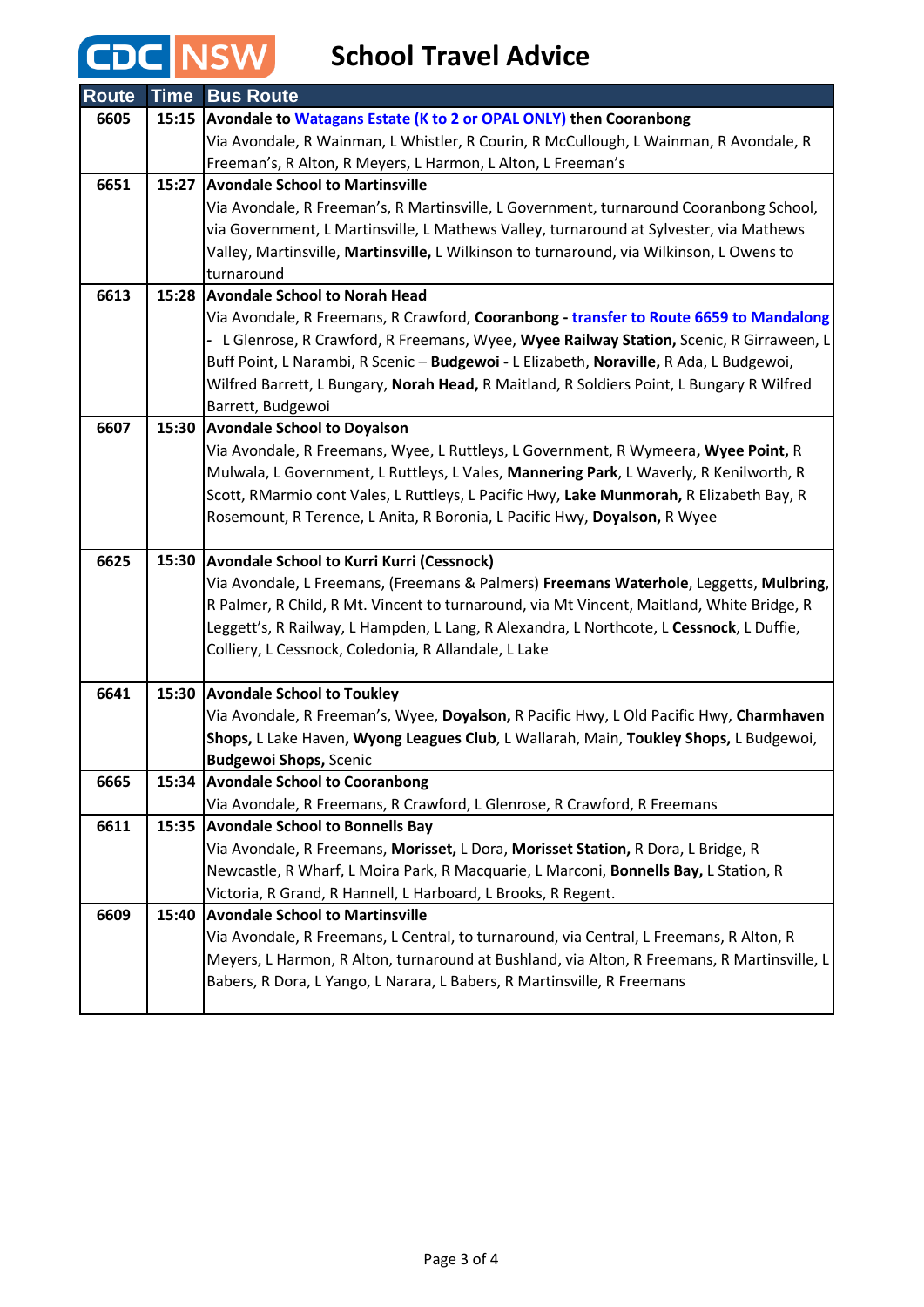# School Travel Advice

| Route | Time | Bus Route |
|---|---|---|
| 6605 | 15:15 | **Avondale to Watagans Estate (K to 2 or OPAL ONLY) then Cooranbong** Via Avondale, R Wainman, L Whistler, R Courin, R McCullough, L Wainman, R Avondale, R Freeman's, R Alton, R Meyers, L Harmon, L Alton, L Freeman's |
| 6651 | 15:27 | **Avondale School to Martinsville** Via Avondale, R Freeman's, R Martinsville, L Government, turnaround Cooranbong School, via Government, L Martinsville, L Mathews Valley, turnaround at Sylvester, via Mathews Valley, Martinsville, **Martinsville,** L Wilkinson to turnaround, via Wilkinson, L Owens to turnaround |
| 6613 | 15:28 | **Avondale School to Norah Head** Via Avondale, R Freemans, R Crawford, **Cooranbong - transfer to Route 6659 to Mandalong -** L Glenrose, R Crawford, R Freemans, Wyee, **Wyee Railway Station,** Scenic, R Girraween, L Buff Point, L Narambi, R Scenic – **Budgewoi -** L Elizabeth, **Noraville,** R Ada, L Budgewoi, Wilfred Barrett, L Bungary, **Norah Head,** R Maitland, R Soldiers Point, L Bungary R Wilfred Barrett, Budgewoi |
| 6607 | 15:30 | **Avondale School to Doyalson** Via Avondale, R Freemans, Wyee, L Ruttleys, L Government, R Wymeera**, Wyee Point,** R Mulwala, L Government, L Ruttleys, L Vales, **Mannering Park**, L Waverly, R Kenilworth, R Scott, RMarmio cont Vales, L Ruttleys, L Pacific Hwy, **Lake Munmorah,** R Elizabeth Bay, R Rosemount, R Terence, L Anita, R Boronia, L Pacific Hwy, **Doyalson,** R Wyee |
| 6625 | 15:30 | **Avondale School to Kurri Kurri (Cessnock)** Via Avondale, L Freemans, (Freemans & Palmers) **Freemans Waterhole**, Leggetts, **Mulbring**, R Palmer, R Child, R Mt. Vincent to turnaround, via Mt Vincent, Maitland, White Bridge, R Leggett's, R Railway, L Hampden, L Lang, R Alexandra, L Northcote, L **Cessnock**, L Duffie, Colliery, L Cessnock, Coledonia, R Allandale, L Lake |
| 6641 | 15:30 | **Avondale School to Toukley** Via Avondale, R Freeman's, Wyee, **Doyalson,** R Pacific Hwy, L Old Pacific Hwy, **Charmhaven Shops,** L Lake Haven**, Wyong Leagues Club**, L Wallarah, Main, **Toukley Shops,** L Budgewoi, **Budgewoi Shops,** Scenic |
| 6665 | 15:34 | **Avondale School to Cooranbong** Via Avondale, R Freemans, R Crawford, L Glenrose, R Crawford, R Freemans |
| 6611 | 15:35 | **Avondale School to Bonnells Bay** Via Avondale, R Freemans, **Morisset,** L Dora, **Morisset Station,** R Dora, L Bridge, R Newcastle, R Wharf, L Moira Park, R Macquarie, L Marconi, **Bonnells Bay,** L Station, R Victoria, R Grand, R Hannell, L Harboard, L Brooks, R Regent. |
| 6609 | 15:40 | **Avondale School to Martinsville** Via Avondale, R Freemans, L Central, to turnaround, via Central, L Freemans, R Alton, R Meyers, L Harmon, R Alton, turnaround at Bushland, via Alton, R Freemans, R Martinsville, L Babers, R Dora, L Yango, L Narara, L Babers, R Martinsville, R Freemans |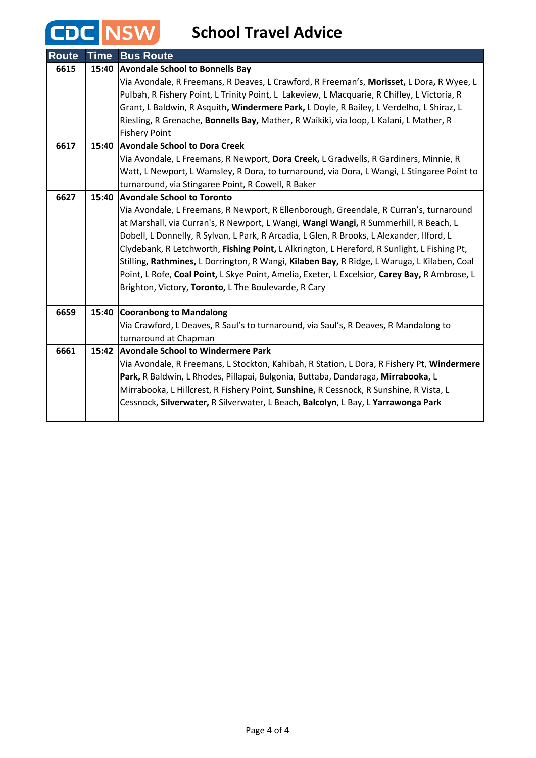CDC NSW

# School Travel Advice

| Route | Time | Bus Route |
|---|---|---|
| 6615 | 15:40 | **Avondale School to Bonnells Bay**<br>Via Avondale, R Freemans, R Deaves, L Crawford, R Freeman's, **Morisset,** L Dora**,** R Wyee, L Pulbah, R Fishery Point, L Trinity Point, L Lakeview, L Macquarie, R Chifley, L Victoria, R Grant, L Baldwin, R Asquith**, Windermere Park,** L Doyle, R Bailey, L Verdelho, L Shiraz, L Riesling, R Grenache, **Bonnells Bay,** Mather, R Waikiki, via loop, L Kalani, L Mather, R Fishery Point |
| 6617 | 15:40 | **Avondale School to Dora Creek**<br>Via Avondale, L Freemans, R Newport, **Dora Creek,** L Gradwells, R Gardiners, Minnie, R Watt, L Newport, L Wamsley, R Dora, to turnaround, via Dora, L Wangi, L Stingaree Point to turnaround, via Stingaree Point, R Cowell, R Baker |
| 6627 | 15:40 | **Avondale School to Toronto**<br>Via Avondale, L Freemans, R Newport, R Ellenborough, Greendale, R Curran's, turnaround at Marshall, via Curran's, R Newport, L Wangi, **Wangi Wangi,** R Summerhill, R Beach, L Dobell, L Donnelly, R Sylvan, L Park, R Arcadia, L Glen, R Brooks, L Alexander, Ilford, L Clydebank, R Letchworth, **Fishing Point,** L Alkrington, L Hereford, R Sunlight, L Fishing Pt, Stilling, **Rathmines,** L Dorrington, R Wangi, **Kilaben Bay,** R Ridge, L Waruga, L Kilaben, Coal Point, L Rofe, **Coal Point,** L Skye Point, Amelia, Exeter, L Excelsior, **Carey Bay,** R Ambrose, L Brighton, Victory, **Toronto,** L The Boulevarde, R Cary |
| 6659 | 15:40 | **Cooranbong to Mandalong**<br>Via Crawford, L Deaves, R Saul's to turnaround, via Saul's, R Deaves, R Mandalong to turnaround at Chapman |
| 6661 | 15:42 | **Avondale School to Windermere Park**<br>Via Avondale, R Freemans, L Stockton, Kahibah, R Station, L Dora, R Fishery Pt, **Windermere Park,** R Baldwin, L Rhodes, Pillapai, Bulgonia, Buttaba, Dandaraga, **Mirrabooka,** L Mirrabooka, L Hillcrest, R Fishery Point, **Sunshine,** R Cessnock, R Sunshine, R Vista, L Cessnock, **Silverwater,** R Silverwater, L Beach, **Balcolyn**, L Bay, L **Yarrawonga Park** |